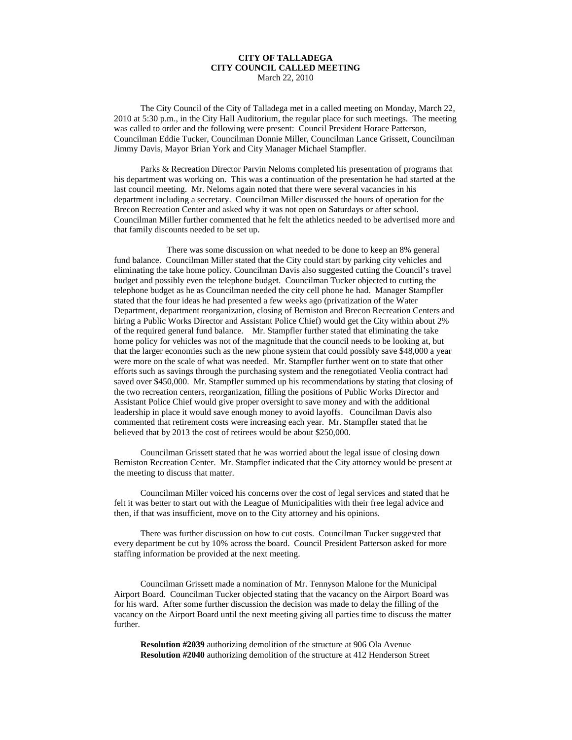**CITY OF TALLADEGA**
**CITY COUNCIL CALLED MEETING**
March 22, 2010

The City Council of the City of Talladega met in a called meeting on Monday, March 22, 2010 at 5:30 p.m., in the City Hall Auditorium, the regular place for such meetings. The meeting was called to order and the following were present: Council President Horace Patterson, Councilman Eddie Tucker, Councilman Donnie Miller, Councilman Lance Grissett, Councilman Jimmy Davis, Mayor Brian York and City Manager Michael Stampfler.

Parks & Recreation Director Parvin Neloms completed his presentation of programs that his department was working on. This was a continuation of the presentation he had started at the last council meeting. Mr. Neloms again noted that there were several vacancies in his department including a secretary. Councilman Miller discussed the hours of operation for the Brecon Recreation Center and asked why it was not open on Saturdays or after school. Councilman Miller further commented that he felt the athletics needed to be advertised more and that family discounts needed to be set up.

There was some discussion on what needed to be done to keep an 8% general fund balance. Councilman Miller stated that the City could start by parking city vehicles and eliminating the take home policy. Councilman Davis also suggested cutting the Council's travel budget and possibly even the telephone budget. Councilman Tucker objected to cutting the telephone budget as he as Councilman needed the city cell phone he had. Manager Stampfler stated that the four ideas he had presented a few weeks ago (privatization of the Water Department, department reorganization, closing of Bemiston and Brecon Recreation Centers and hiring a Public Works Director and Assistant Police Chief) would get the City within about 2% of the required general fund balance. Mr. Stampfler further stated that eliminating the take home policy for vehicles was not of the magnitude that the council needs to be looking at, but that the larger economies such as the new phone system that could possibly save $48,000 a year were more on the scale of what was needed. Mr. Stampfler further went on to state that other efforts such as savings through the purchasing system and the renegotiated Veolia contract had saved over $450,000. Mr. Stampfler summed up his recommendations by stating that closing of the two recreation centers, reorganization, filling the positions of Public Works Director and Assistant Police Chief would give proper oversight to save money and with the additional leadership in place it would save enough money to avoid layoffs. Councilman Davis also commented that retirement costs were increasing each year. Mr. Stampfler stated that he believed that by 2013 the cost of retirees would be about $250,000.

Councilman Grissett stated that he was worried about the legal issue of closing down Bemiston Recreation Center. Mr. Stampfler indicated that the City attorney would be present at the meeting to discuss that matter.

Councilman Miller voiced his concerns over the cost of legal services and stated that he felt it was better to start out with the League of Municipalities with their free legal advice and then, if that was insufficient, move on to the City attorney and his opinions.

There was further discussion on how to cut costs. Councilman Tucker suggested that every department be cut by 10% across the board. Council President Patterson asked for more staffing information be provided at the next meeting.

Councilman Grissett made a nomination of Mr. Tennyson Malone for the Municipal Airport Board. Councilman Tucker objected stating that the vacancy on the Airport Board was for his ward. After some further discussion the decision was made to delay the filling of the vacancy on the Airport Board until the next meeting giving all parties time to discuss the matter further.

**Resolution #2039** authorizing demolition of the structure at 906 Ola Avenue
**Resolution #2040** authorizing demolition of the structure at 412 Henderson Street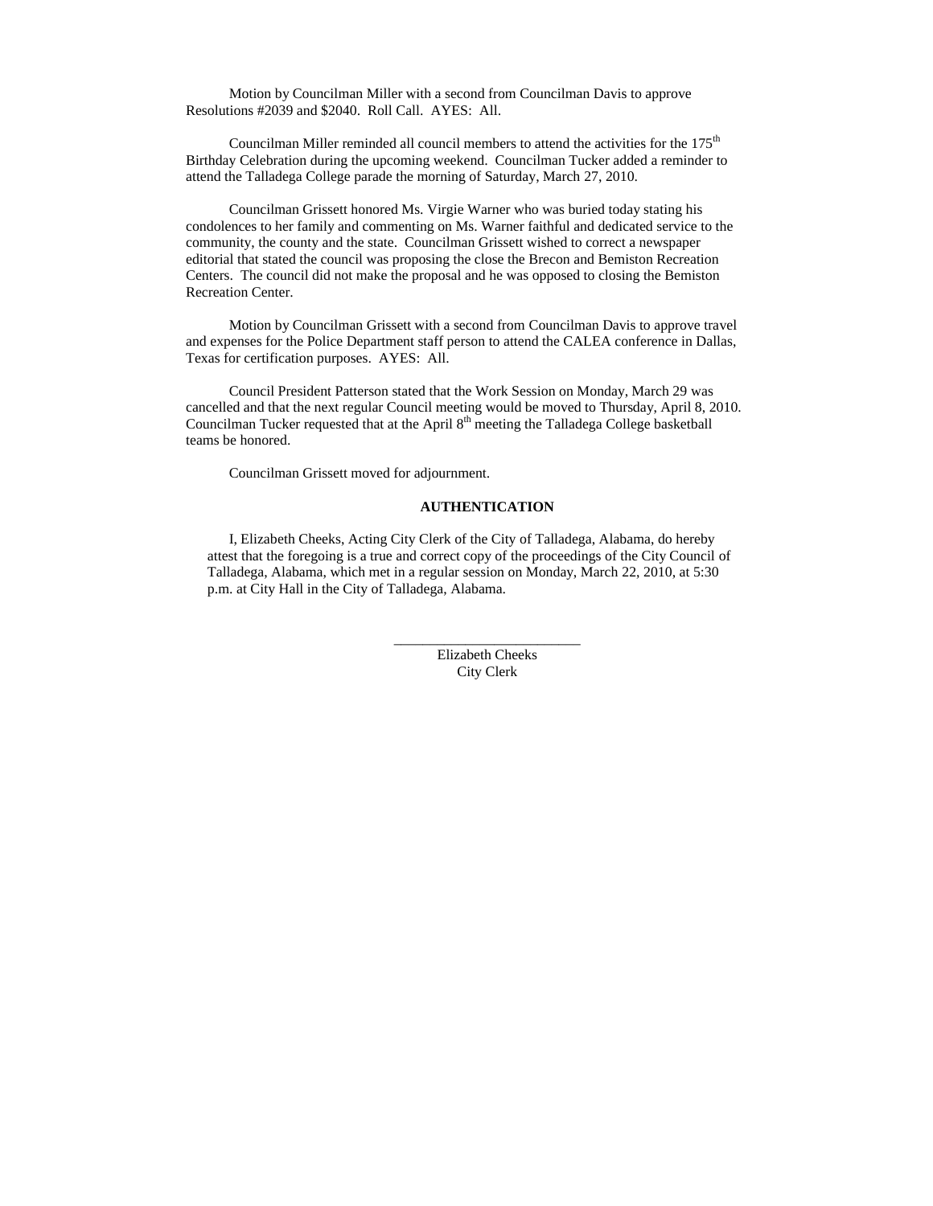Motion by Councilman Miller with a second from Councilman Davis to approve Resolutions #2039 and $2040. Roll Call. AYES: All.

Councilman Miller reminded all council members to attend the activities for the 175th Birthday Celebration during the upcoming weekend. Councilman Tucker added a reminder to attend the Talladega College parade the morning of Saturday, March 27, 2010.

Councilman Grissett honored Ms. Virgie Warner who was buried today stating his condolences to her family and commenting on Ms. Warner faithful and dedicated service to the community, the county and the state. Councilman Grissett wished to correct a newspaper editorial that stated the council was proposing the close the Brecon and Bemiston Recreation Centers. The council did not make the proposal and he was opposed to closing the Bemiston Recreation Center.

Motion by Councilman Grissett with a second from Councilman Davis to approve travel and expenses for the Police Department staff person to attend the CALEA conference in Dallas, Texas for certification purposes. AYES: All.

Council President Patterson stated that the Work Session on Monday, March 29 was cancelled and that the next regular Council meeting would be moved to Thursday, April 8, 2010. Councilman Tucker requested that at the April 8th meeting the Talladega College basketball teams be honored.

Councilman Grissett moved for adjournment.

**AUTHENTICATION**

I, Elizabeth Cheeks, Acting City Clerk of the City of Talladega, Alabama, do hereby attest that the foregoing is a true and correct copy of the proceedings of the City Council of Talladega, Alabama, which met in a regular session on Monday, March 22, 2010, at 5:30 p.m. at City Hall in the City of Talladega, Alabama.

\_\_\_\_\_\_\_\_\_\_\_\_\_\_\_\_\_\_\_\_\_\_\_\_\_\_

Elizabeth Cheeks
City Clerk